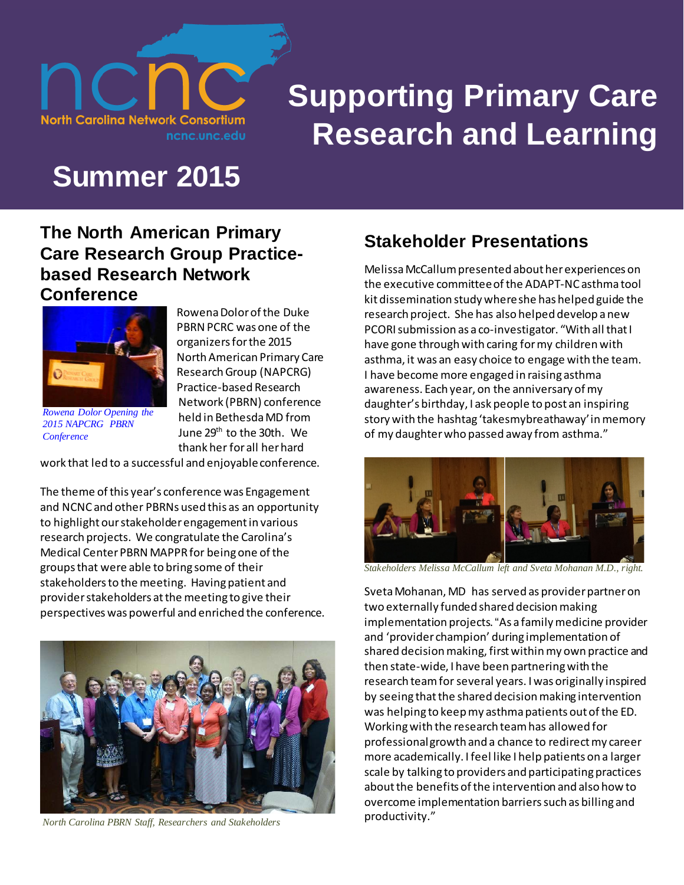ncnc

North Carolina Network Consortium

ncnc.unc.edu

# Supporting Primary Care Research and Learning

# Summer 2015

## The North American Primary Care Research Group Practice-based Research Network Conference

*Rowena Dolor Opening the 2015 NAPCRG PBRN Conference*

Rowena Dolor of the Duke PBRN PCRC was one of the organizers for the 2015 North American Primary Care Research Group (NAPCRG) Practice-based Research Network (PBRN) conference held in Bethesda MD from June 29th to the 30th. We thank her for all her hard work that led to a successful and enjoyable conference.

The theme of this year's conference was Engagement and NCNC and other PBRNs used this as an opportunity to highlight our stakeholder engagement in various research projects. We congratulate the Carolina's Medical Center PBRN MAPPR for being one of the groups that were able to bring some of their stakeholders to the meeting. Having patient and provider stakeholders at the meeting to give their perspectives was powerful and enriched the conference.

*North Carolina PBRN Staff, Researchers and Stakeholders*

## Stakeholder Presentations

Melissa McCallum presented about her experiences on the executive committee of the ADAPT-NC asthma tool kit dissemination study where she has helped guide the research project. She has also helped develop a new PCORI submission as a co-investigator. "With all that I have gone through with caring for my children with asthma, it was an easy choice to engage with the team. I have become more engaged in raising asthma awareness. Each year, on the anniversary of my daughter's birthday, I ask people to post an inspiring story with the hashtag 'takesmybreathaway' in memory of my daughter who passed away from asthma."

*Stakeholders Melissa McCallum left and Sveta Mohanan M.D., right.*

Sveta Mohanan, MD has served as provider partner on two externally funded shared decision making implementation projects. "As a family medicine provider and 'provider champion' during implementation of shared decision making, first within my own practice and then state-wide, I have been partnering with the research team for several years. I was originally inspired by seeing that the shared decision making intervention was helping to keep my asthma patients out of the ED. Working with the research team has allowed for professional growth and a chance to redirect my career more academically. I feel like I help patients on a larger scale by talking to providers and participating practices about the benefits of the intervention and also how to overcome implementation barriers such as billing and productivity."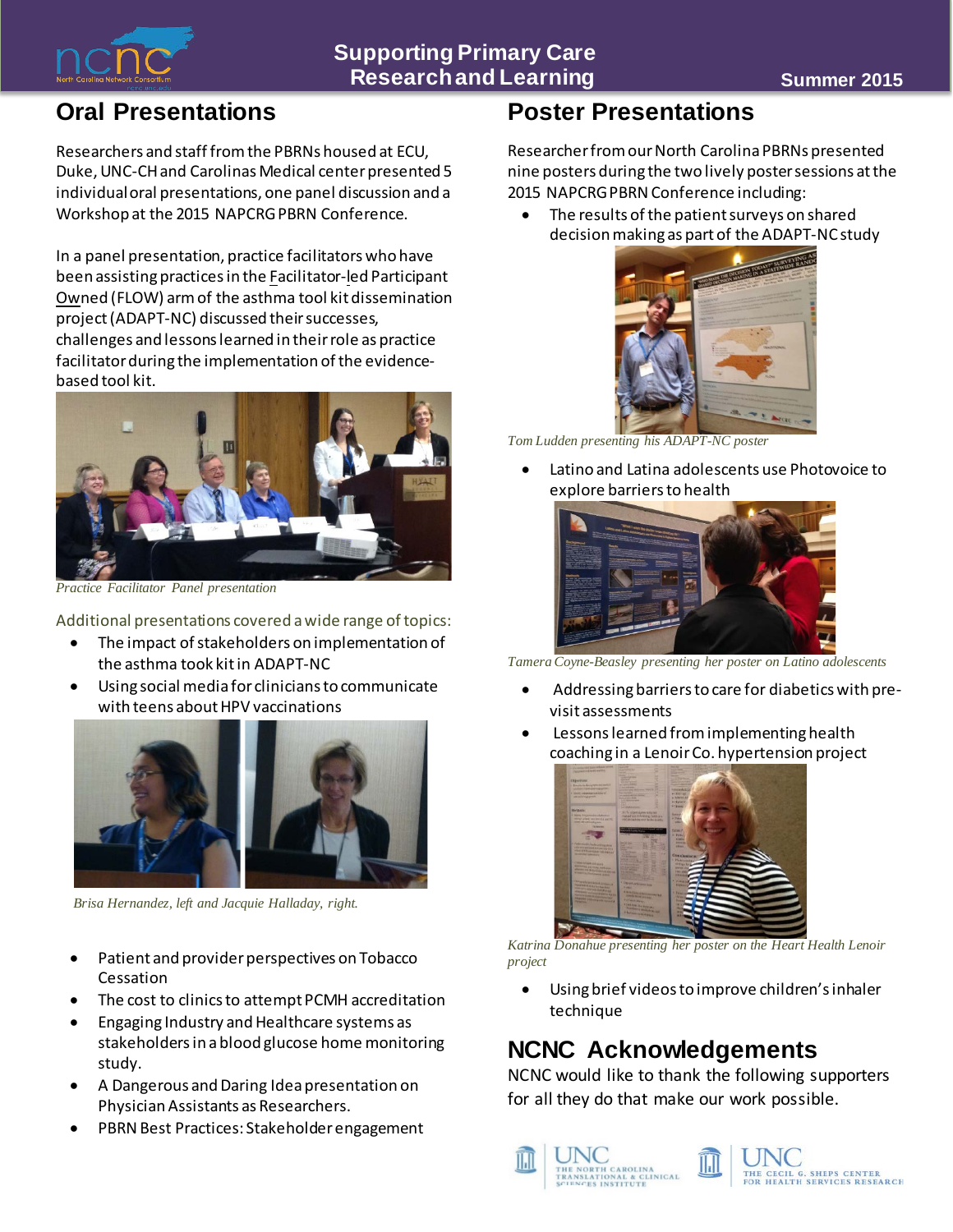## Oral Presentations

Researchers and staff from the PBRNs housed at ECU, Duke, UNC-CH and Carolinas Medical center presented 5 individual oral presentations, one panel discussion and a Workshop at the 2015 NAPCRG PBRN Conference.

In a panel presentation, practice facilitators who have been assisting practices in the Facilitator-led Participant Owned (FLOW) arm of the asthma tool kit dissemination project (ADAPT-NC) discussed their successes, challenges and lessons learned in their role as practice facilitator during the implementation of the evidence-based tool kit.

*Practice Facilitator Panel presentation*

Additional presentations covered a wide range of topics:

- The impact of stakeholders on implementation of the asthma took kit in ADAPT-NC
- Using social media for clinicians to communicate with teens about HPV vaccinations

*Brisa Hernandez, left and Jacquie Halladay, right.*

- Patient and provider perspectives on Tobacco Cessation
- The cost to clinics to attempt PCMH accreditation
- Engaging Industry and Healthcare systems as stakeholders in a blood glucose home monitoring study.
- A Dangerous and Daring Idea presentation on Physician Assistants as Researchers.
- PBRN Best Practices: Stakeholder engagement

## Poster Presentations

Researcher from our North Carolina PBRNs presented nine posters during the two lively poster sessions at the 2015 NAPCRG PBRN Conference including:

- The results of the patient surveys on shared decision making as part of the ADAPT-NC study

*Tom Ludden presenting his ADAPT-NC poster*

- Latino and Latina adolescents use Photovoice to explore barriers to health

*Tamera Coyne-Beasley presenting her poster on Latino adolescents*

- Addressing barriers to care for diabetics with pre-visit assessments
- Lessons learned from implementing health coaching in a Lenoir Co. hypertension project

*Katrina Donahue presenting her poster on the Heart Health Lenoir project*

- Using brief videos to improve children's inhaler technique

## NCNC Acknowledgements

NCNC would like to thank the following supporters for all they do that make our work possible.

UNC THE NORTH CAROLINA TRANSLATIONAL & CLINICAL SCIENCES INSTITUTE

UNC THE CECIL G. SHEPS CENTER FOR HEALTH SERVICES RESEARCH